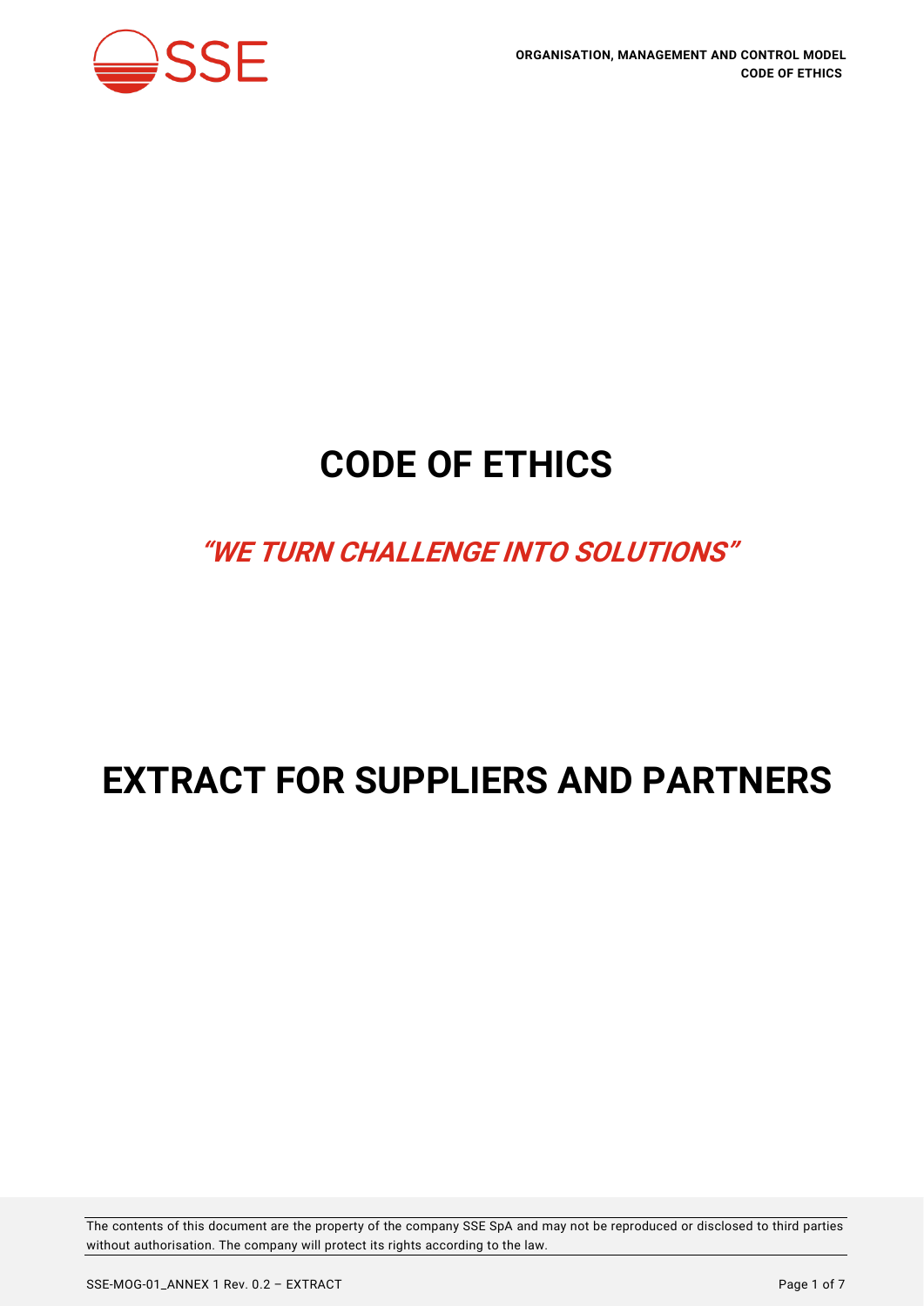# CODE OF ETHICS

## *"WE TURN CHALLENGE INTO SOLUTIONS"*

# EXTRACT FOR SUPPLIERS AND PARTNERS

The contents of this document are the property of the company SSE SpA and may not be reproduced or disclosed to third parties without authorisation. The company will protect its rights according to the law.

SSE-MOG-01_ANNEX 1 Rev. 0.2 – EXTRACT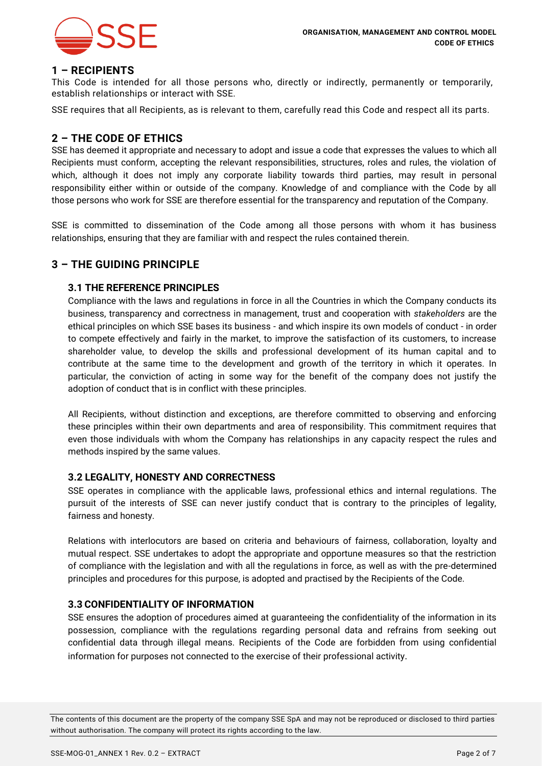## 1 – RECIPIENTS

This Code is intended for all those persons who, directly or indirectly, permanently or temporarily, establish relationships or interact with SSE.

SSE requires that all Recipients, as is relevant to them, carefully read this Code and respect all its parts.

## 2 – THE CODE OF ETHICS

SSE has deemed it appropriate and necessary to adopt and issue a code that expresses the values to which all Recipients must conform, accepting the relevant responsibilities, structures, roles and rules, the violation of which, although it does not imply any corporate liability towards third parties, may result in personal responsibility either within or outside of the company. Knowledge of and compliance with the Code by all those persons who work for SSE are therefore essential for the transparency and reputation of the Company.

SSE is committed to dissemination of the Code among all those persons with whom it has business relationships, ensuring that they are familiar with and respect the rules contained therein.

## 3 – THE GUIDING PRINCIPLE

### 3.1 THE REFERENCE PRINCIPLES

Compliance with the laws and regulations in force in all the Countries in which the Company conducts its business, transparency and correctness in management, trust and cooperation with *stakeholders* are the ethical principles on which SSE bases its business - and which inspire its own models of conduct - in order to compete effectively and fairly in the market, to improve the satisfaction of its customers, to increase shareholder value, to develop the skills and professional development of its human capital and to contribute at the same time to the development and growth of the territory in which it operates. In particular, the conviction of acting in some way for the benefit of the company does not justify the adoption of conduct that is in conflict with these principles.

All Recipients, without distinction and exceptions, are therefore committed to observing and enforcing these principles within their own departments and area of responsibility. This commitment requires that even those individuals with whom the Company has relationships in any capacity respect the rules and methods inspired by the same values.

### 3.2 LEGALITY, HONESTY AND CORRECTNESS

SSE operates in compliance with the applicable laws, professional ethics and internal regulations. The pursuit of the interests of SSE can never justify conduct that is contrary to the principles of legality, fairness and honesty.

Relations with interlocutors are based on criteria and behaviours of fairness, collaboration, loyalty and mutual respect. SSE undertakes to adopt the appropriate and opportune measures so that the restriction of compliance with the legislation and with all the regulations in force, as well as with the pre-determined principles and procedures for this purpose, is adopted and practised by the Recipients of the Code.

### 3.3 CONFIDENTIALITY OF INFORMATION

SSE ensures the adoption of procedures aimed at guaranteeing the confidentiality of the information in its possession, compliance with the regulations regarding personal data and refrains from seeking out confidential data through illegal means. Recipients of the Code are forbidden from using confidential information for purposes not connected to the exercise of their professional activity.

The contents of this document are the property of the company SSE SpA and may not be reproduced or disclosed to third parties without authorisation. The company will protect its rights according to the law.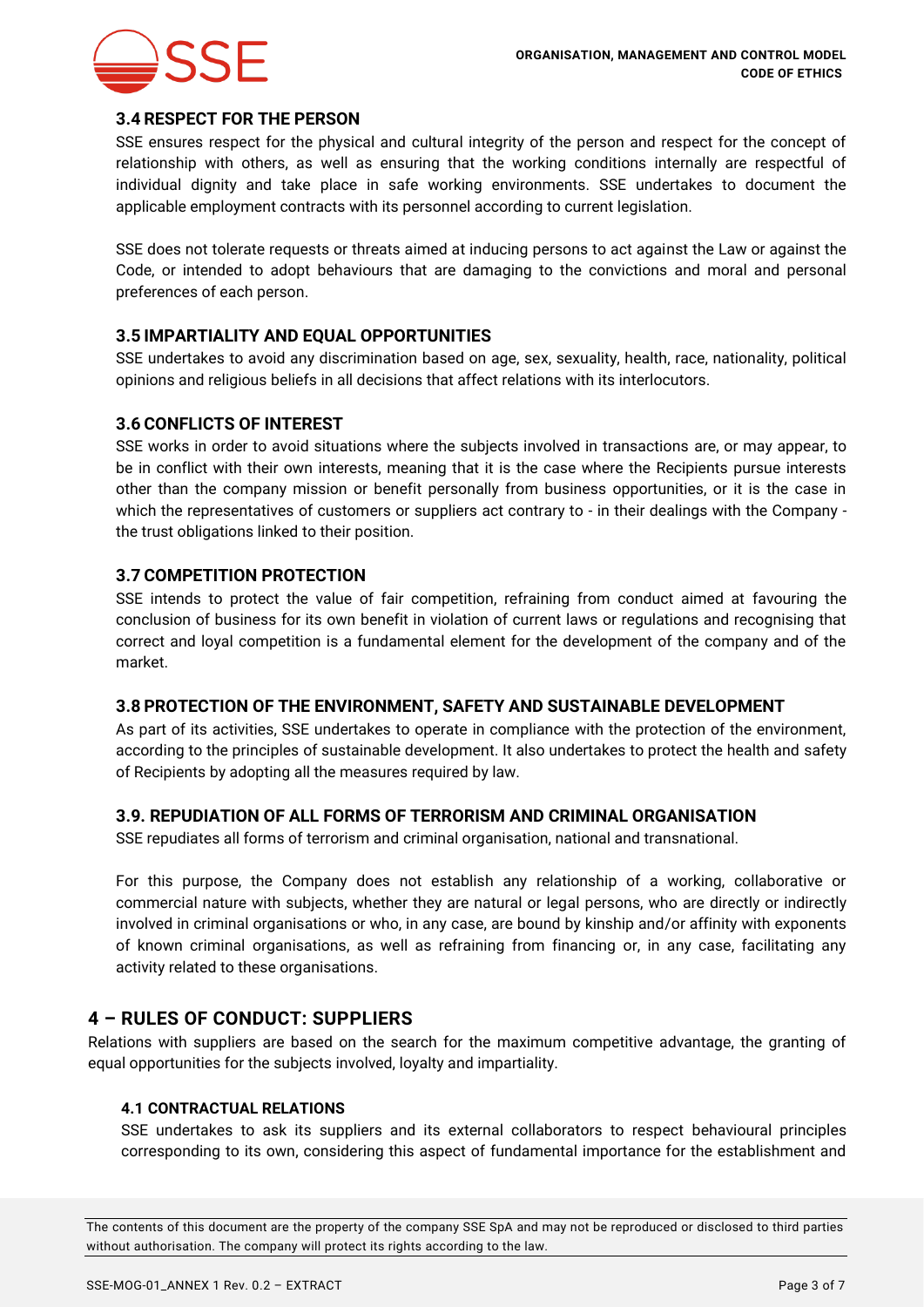### 3.4 RESPECT FOR THE PERSON

SSE ensures respect for the physical and cultural integrity of the person and respect for the concept of relationship with others, as well as ensuring that the working conditions internally are respectful of individual dignity and take place in safe working environments. SSE undertakes to document the applicable employment contracts with its personnel according to current legislation.

SSE does not tolerate requests or threats aimed at inducing persons to act against the Law or against the Code, or intended to adopt behaviours that are damaging to the convictions and moral and personal preferences of each person.

### 3.5 IMPARTIALITY AND EQUAL OPPORTUNITIES

SSE undertakes to avoid any discrimination based on age, sex, sexuality, health, race, nationality, political opinions and religious beliefs in all decisions that affect relations with its interlocutors.

### 3.6 CONFLICTS OF INTEREST

SSE works in order to avoid situations where the subjects involved in transactions are, or may appear, to be in conflict with their own interests, meaning that it is the case where the Recipients pursue interests other than the company mission or benefit personally from business opportunities, or it is the case in which the representatives of customers or suppliers act contrary to - in their dealings with the Company - the trust obligations linked to their position.

### 3.7 COMPETITION PROTECTION

SSE intends to protect the value of fair competition, refraining from conduct aimed at favouring the conclusion of business for its own benefit in violation of current laws or regulations and recognising that correct and loyal competition is a fundamental element for the development of the company and of the market.

### 3.8 PROTECTION OF THE ENVIRONMENT, SAFETY AND SUSTAINABLE DEVELOPMENT

As part of its activities, SSE undertakes to operate in compliance with the protection of the environment, according to the principles of sustainable development. It also undertakes to protect the health and safety of Recipients by adopting all the measures required by law.

### 3.9. REPUDIATION OF ALL FORMS OF TERRORISM AND CRIMINAL ORGANISATION

SSE repudiates all forms of terrorism and criminal organisation, national and transnational.

For this purpose, the Company does not establish any relationship of a working, collaborative or commercial nature with subjects, whether they are natural or legal persons, who are directly or indirectly involved in criminal organisations or who, in any case, are bound by kinship and/or affinity with exponents of known criminal organisations, as well as refraining from financing or, in any case, facilitating any activity related to these organisations.

## 4 – RULES OF CONDUCT: SUPPLIERS

Relations with suppliers are based on the search for the maximum competitive advantage, the granting of equal opportunities for the subjects involved, loyalty and impartiality.

### 4.1 CONTRACTUAL RELATIONS

SSE undertakes to ask its suppliers and its external collaborators to respect behavioural principles corresponding to its own, considering this aspect of fundamental importance for the establishment and

The contents of this document are the property of the company SSE SpA and may not be reproduced or disclosed to third parties without authorisation. The company will protect its rights according to the law.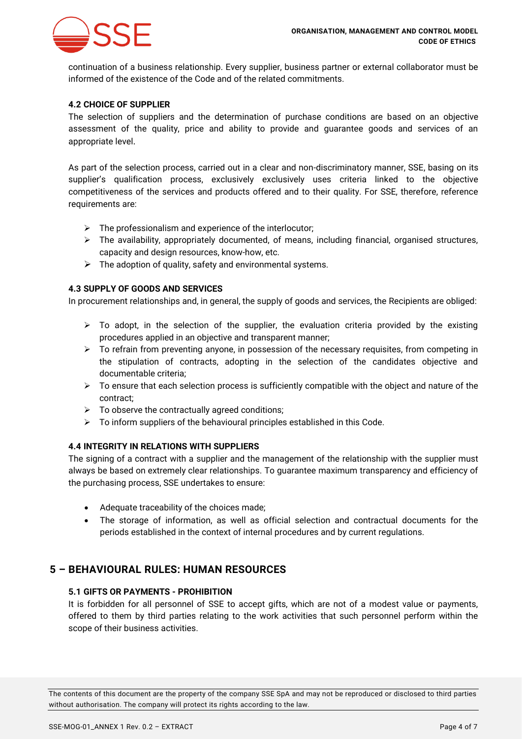continuation of a business relationship. Every supplier, business partner or external collaborator must be informed of the existence of the Code and of the related commitments.

### 4.2 CHOICE OF SUPPLIER

The selection of suppliers and the determination of purchase conditions are based on an objective assessment of the quality, price and ability to provide and guarantee goods and services of an appropriate level.

As part of the selection process, carried out in a clear and non-discriminatory manner, SSE, basing on its supplier's qualification process, exclusively exclusively uses criteria linked to the objective competitiveness of the services and products offered and to their quality. For SSE, therefore, reference requirements are:

- The professionalism and experience of the interlocutor;
- The availability, appropriately documented, of means, including financial, organised structures, capacity and design resources, know-how, etc.
- The adoption of quality, safety and environmental systems.

### 4.3 SUPPLY OF GOODS AND SERVICES

In procurement relationships and, in general, the supply of goods and services, the Recipients are obliged:

- To adopt, in the selection of the supplier, the evaluation criteria provided by the existing procedures applied in an objective and transparent manner;
- To refrain from preventing anyone, in possession of the necessary requisites, from competing in the stipulation of contracts, adopting in the selection of the candidates objective and documentable criteria;
- To ensure that each selection process is sufficiently compatible with the object and nature of the contract;
- To observe the contractually agreed conditions;
- To inform suppliers of the behavioural principles established in this Code.

### 4.4 INTEGRITY IN RELATIONS WITH SUPPLIERS

The signing of a contract with a supplier and the management of the relationship with the supplier must always be based on extremely clear relationships. To guarantee maximum transparency and efficiency of the purchasing process, SSE undertakes to ensure:

- Adequate traceability of the choices made;
- The storage of information, as well as official selection and contractual documents for the periods established in the context of internal procedures and by current regulations.

## 5 – BEHAVIOURAL RULES: HUMAN RESOURCES

### 5.1 GIFTS OR PAYMENTS - PROHIBITION

It is forbidden for all personnel of SSE to accept gifts, which are not of a modest value or payments, offered to them by third parties relating to the work activities that such personnel perform within the scope of their business activities.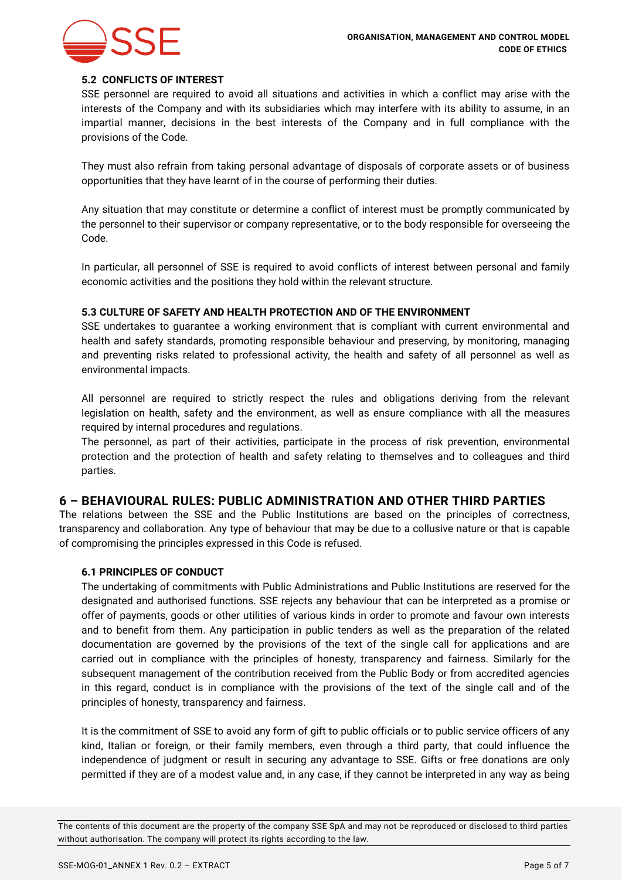### 5.2 CONFLICTS OF INTEREST

SSE personnel are required to avoid all situations and activities in which a conflict may arise with the interests of the Company and with its subsidiaries which may interfere with its ability to assume, in an impartial manner, decisions in the best interests of the Company and in full compliance with the provisions of the Code.

They must also refrain from taking personal advantage of disposals of corporate assets or of business opportunities that they have learnt of in the course of performing their duties.

Any situation that may constitute or determine a conflict of interest must be promptly communicated by the personnel to their supervisor or company representative, or to the body responsible for overseeing the Code.

In particular, all personnel of SSE is required to avoid conflicts of interest between personal and family economic activities and the positions they hold within the relevant structure.

### 5.3 CULTURE OF SAFETY AND HEALTH PROTECTION AND OF THE ENVIRONMENT

SSE undertakes to guarantee a working environment that is compliant with current environmental and health and safety standards, promoting responsible behaviour and preserving, by monitoring, managing and preventing risks related to professional activity, the health and safety of all personnel as well as environmental impacts.

All personnel are required to strictly respect the rules and obligations deriving from the relevant legislation on health, safety and the environment, as well as ensure compliance with all the measures required by internal procedures and regulations.

The personnel, as part of their activities, participate in the process of risk prevention, environmental protection and the protection of health and safety relating to themselves and to colleagues and third parties.

## 6 – BEHAVIOURAL RULES: PUBLIC ADMINISTRATION AND OTHER THIRD PARTIES

The relations between the SSE and the Public Institutions are based on the principles of correctness, transparency and collaboration. Any type of behaviour that may be due to a collusive nature or that is capable of compromising the principles expressed in this Code is refused.

### 6.1 PRINCIPLES OF CONDUCT

The undertaking of commitments with Public Administrations and Public Institutions are reserved for the designated and authorised functions. SSE rejects any behaviour that can be interpreted as a promise or offer of payments, goods or other utilities of various kinds in order to promote and favour own interests and to benefit from them. Any participation in public tenders as well as the preparation of the related documentation are governed by the provisions of the text of the single call for applications and are carried out in compliance with the principles of honesty, transparency and fairness. Similarly for the subsequent management of the contribution received from the Public Body or from accredited agencies in this regard, conduct is in compliance with the provisions of the text of the single call and of the principles of honesty, transparency and fairness.

It is the commitment of SSE to avoid any form of gift to public officials or to public service officers of any kind, Italian or foreign, or their family members, even through a third party, that could influence the independence of judgment or result in securing any advantage to SSE. Gifts or free donations are only permitted if they are of a modest value and, in any case, if they cannot be interpreted in any way as being

The contents of this document are the property of the company SSE SpA and may not be reproduced or disclosed to third parties without authorisation. The company will protect its rights according to the law.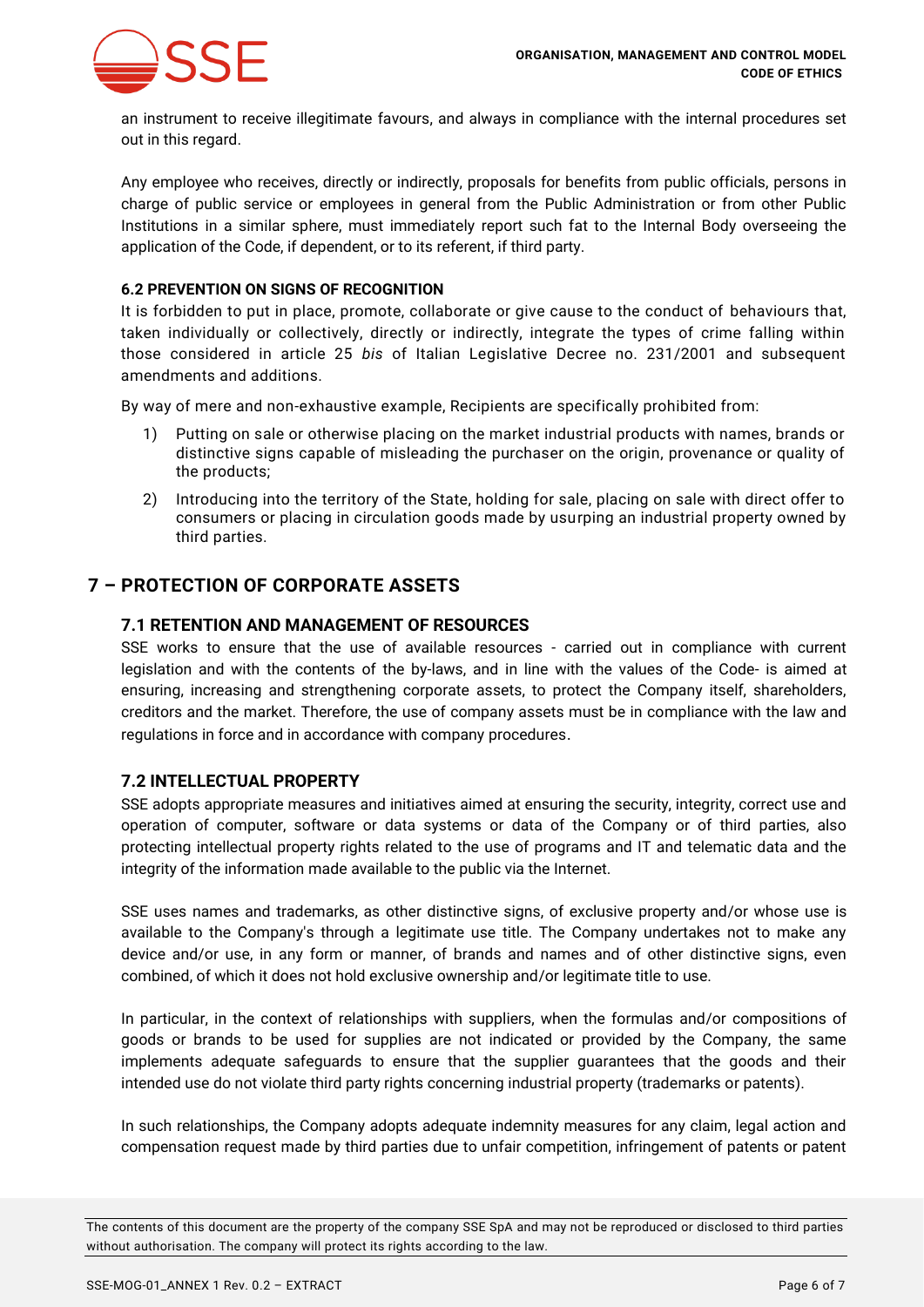an instrument to receive illegitimate favours, and always in compliance with the internal procedures set out in this regard.

Any employee who receives, directly or indirectly, proposals for benefits from public officials, persons in charge of public service or employees in general from the Public Administration or from other Public Institutions in a similar sphere, must immediately report such fat to the Internal Body overseeing the application of the Code, if dependent, or to its referent, if third party.

#### 6.2 PREVENTION ON SIGNS OF RECOGNITION

It is forbidden to put in place, promote, collaborate or give cause to the conduct of behaviours that, taken individually or collectively, directly or indirectly, integrate the types of crime falling within those considered in article 25 *bis* of Italian Legislative Decree no. 231/2001 and subsequent amendments and additions.

By way of mere and non-exhaustive example, Recipients are specifically prohibited from:

1) Putting on sale or otherwise placing on the market industrial products with names, brands or distinctive signs capable of misleading the purchaser on the origin, provenance or quality of the products;
2) Introducing into the territory of the State, holding for sale, placing on sale with direct offer to consumers or placing in circulation goods made by usurping an industrial property owned by third parties.

## 7 – PROTECTION OF CORPORATE ASSETS

### 7.1 RETENTION AND MANAGEMENT OF RESOURCES

SSE works to ensure that the use of available resources - carried out in compliance with current legislation and with the contents of the by-laws, and in line with the values of the Code- is aimed at ensuring, increasing and strengthening corporate assets, to protect the Company itself, shareholders, creditors and the market. Therefore, the use of company assets must be in compliance with the law and regulations in force and in accordance with company procedures.

### 7.2 INTELLECTUAL PROPERTY

SSE adopts appropriate measures and initiatives aimed at ensuring the security, integrity, correct use and operation of computer, software or data systems or data of the Company or of third parties, also protecting intellectual property rights related to the use of programs and IT and telematic data and the integrity of the information made available to the public via the Internet.

SSE uses names and trademarks, as other distinctive signs, of exclusive property and/or whose use is available to the Company's through a legitimate use title. The Company undertakes not to make any device and/or use, in any form or manner, of brands and names and of other distinctive signs, even combined, of which it does not hold exclusive ownership and/or legitimate title to use.

In particular, in the context of relationships with suppliers, when the formulas and/or compositions of goods or brands to be used for supplies are not indicated or provided by the Company, the same implements adequate safeguards to ensure that the supplier guarantees that the goods and their intended use do not violate third party rights concerning industrial property (trademarks or patents).

In such relationships, the Company adopts adequate indemnity measures for any claim, legal action and compensation request made by third parties due to unfair competition, infringement of patents or patent

The contents of this document are the property of the company SSE SpA and may not be reproduced or disclosed to third parties without authorisation. The company will protect its rights according to the law.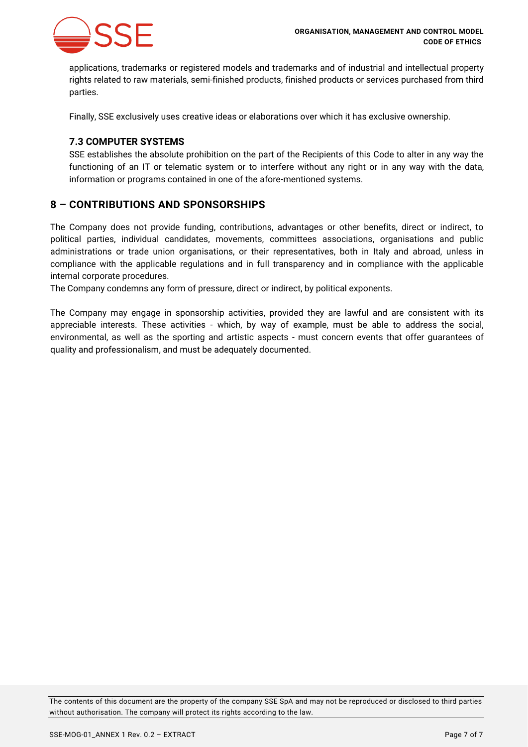applications, trademarks or registered models and trademarks and of industrial and intellectual property rights related to raw materials, semi-finished products, finished products or services purchased from third parties.

Finally, SSE exclusively uses creative ideas or elaborations over which it has exclusive ownership.

### 7.3 COMPUTER SYSTEMS

SSE establishes the absolute prohibition on the part of the Recipients of this Code to alter in any way the functioning of an IT or telematic system or to interfere without any right or in any way with the data, information or programs contained in one of the afore-mentioned systems.

## 8 – CONTRIBUTIONS AND SPONSORSHIPS

The Company does not provide funding, contributions, advantages or other benefits, direct or indirect, to political parties, individual candidates, movements, committees associations, organisations and public administrations or trade union organisations, or their representatives, both in Italy and abroad, unless in compliance with the applicable regulations and in full transparency and in compliance with the applicable internal corporate procedures.
The Company condemns any form of pressure, direct or indirect, by political exponents.

The Company may engage in sponsorship activities, provided they are lawful and are consistent with its appreciable interests. These activities - which, by way of example, must be able to address the social, environmental, as well as the sporting and artistic aspects - must concern events that offer guarantees of quality and professionalism, and must be adequately documented.